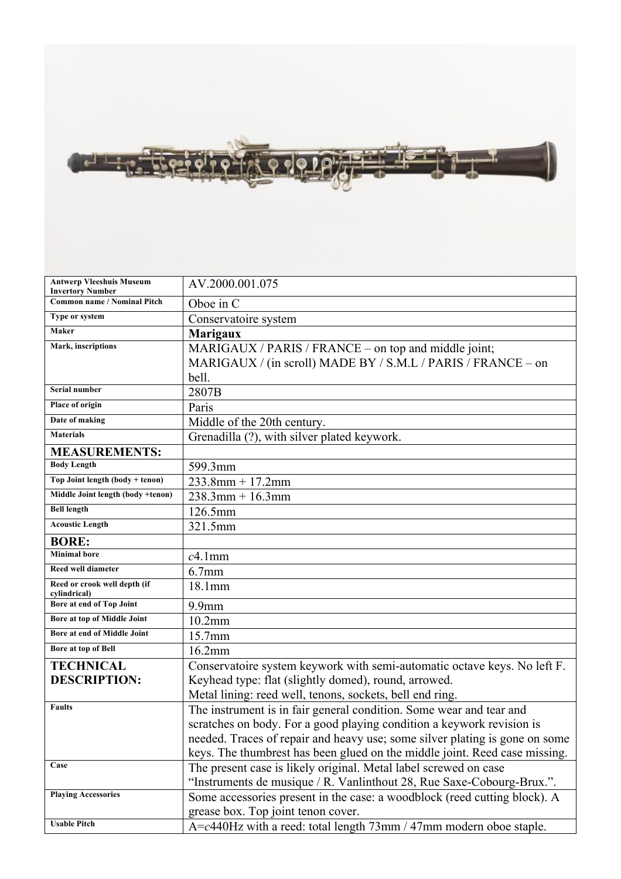| Antwerp Vleeshuis Museum Invertory Number | AV.2000.001.075 |
|---|---|
| Common name / Nominal Pitch | Oboe in C |
| Type or system | Conservatoire system |
| Maker | **Marigaux** |
| Mark, inscriptions | MARIGAUX / PARIS / FRANCE – on top and middle joint; MARIGAUX / (in scroll) MADE BY / S.M.L / PARIS / FRANCE – on bell. |
| Serial number | 2807B |
| Place of origin | Paris |
| Date of making | Middle of the 20th century. |
| Materials | Grenadilla (?), with silver plated keywork. |
| **MEASUREMENTS:** | |
| Body Length | 599.3mm |
| Top Joint length (body + tenon) | 233.8mm + 17.2mm |
| Middle Joint length (body +tenon) | 238.3mm + 16.3mm |
| Bell length | 126.5mm |
| Acoustic Length | 321.5mm |
| **BORE:** | |
| Minimal bore | *c*4.1mm |
| Reed well diameter | 6.7mm |
| Reed or crook well depth (if cylindrical) | 18.1mm |
| Bore at end of Top Joint | 9.9mm |
| Bore at top of Middle Joint | 10.2mm |
| Bore at end of Middle Joint | 15.7mm |
| Bore at top of Bell | 16.2mm |
| **TECHNICAL DESCRIPTION:** | Conservatoire system keywork with semi-automatic octave keys. No left F. Keyhead type: flat (slightly domed), round, arrowed. Metal lining: reed well, tenons, sockets, bell end ring. |
| Faults | The instrument is in fair general condition. Some wear and tear and scratches on body. For a good playing condition a keywork revision is needed. Traces of repair and heavy use; some silver plating is gone on some keys. The thumbrest has been glued on the middle joint. Reed case missing. |
| Case | The present case is likely original. Metal label screwed on case "Instruments de musique / R. Vanlinthout 28, Rue Saxe-Cobourg-Brux.". |
| Playing Accessories | Some accessories present in the case: a woodblock (reed cutting block). A grease box. Top joint tenon cover. |
| Usable Pitch | A=*c*440Hz with a reed: total length 73mm / 47mm modern oboe staple. |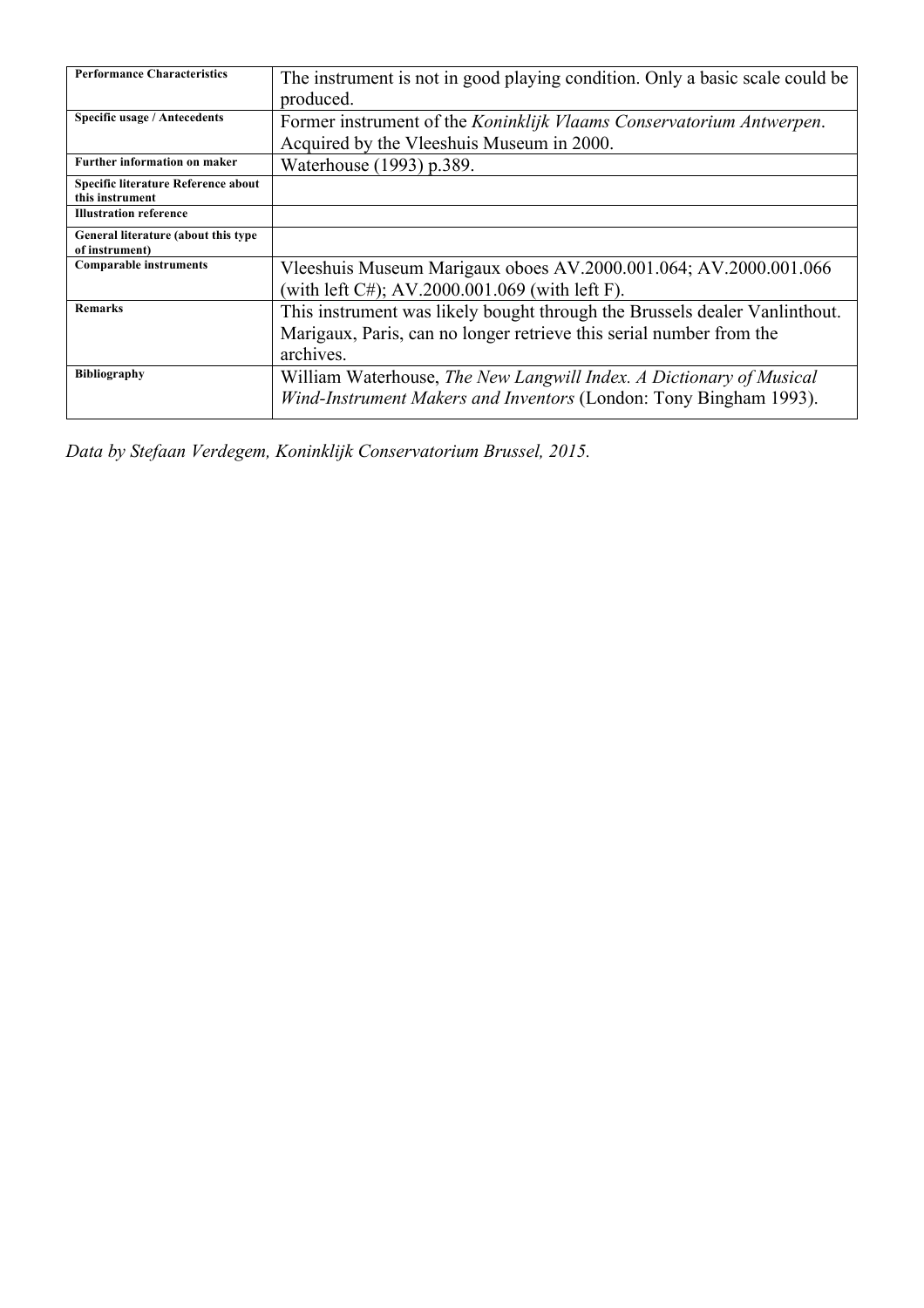| | |
|---|---|
| **Performance Characteristics** | The instrument is not in good playing condition. Only a basic scale could be produced. |
| **Specific usage / Antecedents** | Former instrument of the *Koninklijk Vlaams Conservatorium Antwerpen*. Acquired by the Vleeshuis Museum in 2000. |
| **Further information on maker** | Waterhouse (1993) p.389. |
| **Specific literature Reference about this instrument** | |
| **Illustration reference** | |
| **General literature (about this type of instrument)** | |
| **Comparable instruments** | Vleeshuis Museum Marigaux oboes AV.2000.001.064; AV.2000.001.066 (with left C#); AV.2000.001.069 (with left F). |
| **Remarks** | This instrument was likely bought through the Brussels dealer Vanlinthout. Marigaux, Paris, can no longer retrieve this serial number from the archives. |
| **Bibliography** | William Waterhouse, *The New Langwill Index. A Dictionary of Musical Wind-Instrument Makers and Inventors* (London: Tony Bingham 1993). |

*Data by Stefaan Verdegem, Koninklijk Conservatorium Brussel, 2015.*